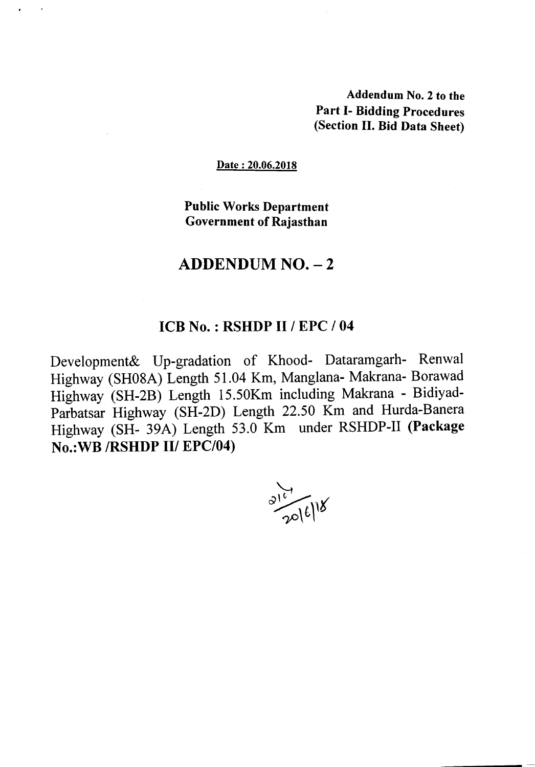**Addendum No. 2 to the Part I- Bidding Procedures (Section II. Bid Data Sheet)**

Date : 20.06.2018

**Public Works Department**
**Government of Rajasthan**

# ADDENDUM NO. – 2

## ICB No. : RSHDP II / EPC / 04

Development& Up-gradation of Khood- Dataramgarh- Renwal Highway (SH08A) Length 51.04 Km, Manglana- Makrana- Borawad Highway (SH-2B) Length 15.50Km including Makrana - Bidiyad- Parbatsar Highway (SH-2D) Length 22.50 Km and Hurda-Banera Highway (SH- 39A) Length 53.0 Km under RSHDP-II **(Package No.:WB /RSHDP II/ EPC/04)**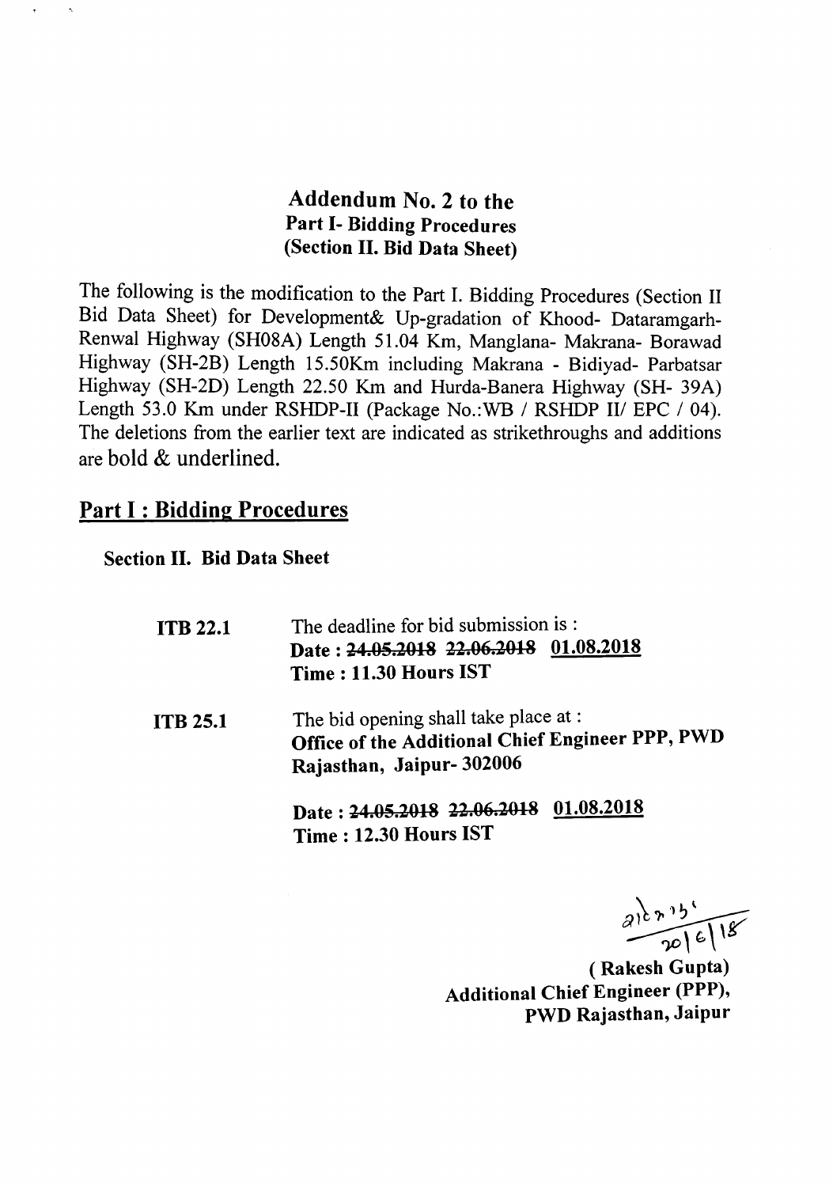## Addendum No. 2 to the
### Part I- Bidding Procedures
### (Section II. Bid Data Sheet)

The following is the modification to the Part I. Bidding Procedures (Section II Bid Data Sheet) for Development& Up-gradation of Khood- Dataramgarh-Renwal Highway (SH08A) Length 51.04 Km, Manglana- Makrana- Borawad Highway (SH-2B) Length 15.50Km including Makrana - Bidiyad- Parbatsar Highway (SH-2D) Length 22.50 Km and Hurda-Banera Highway (SH- 39A) Length 53.0 Km under RSHDP-II (Package No.:WB / RSHDP II/ EPC / 04). The deletions from the earlier text are indicated as strikethroughs and additions are bold & underlined.

## Part I : Bidding Procedures

**Section II. Bid Data Sheet**

**ITB 22.1** The deadline for bid submission is :
**Date : ~~24.05.2018~~ ~~22.06.2018~~ <u>01.08.2018</u>**
**Time : 11.30 Hours IST**

**ITB 25.1** The bid opening shall take place at :
**Office of the Additional Chief Engineer PPP, PWD Rajasthan, Jaipur- 302006**

**Date : ~~24.05.2018~~ ~~22.06.2018~~ <u>01.08.2018</u>**
**Time : 12.30 Hours IST**

20|6|18

**( Rakesh Gupta)**
**Additional Chief Engineer (PPP),**
**PWD Rajasthan, Jaipur**